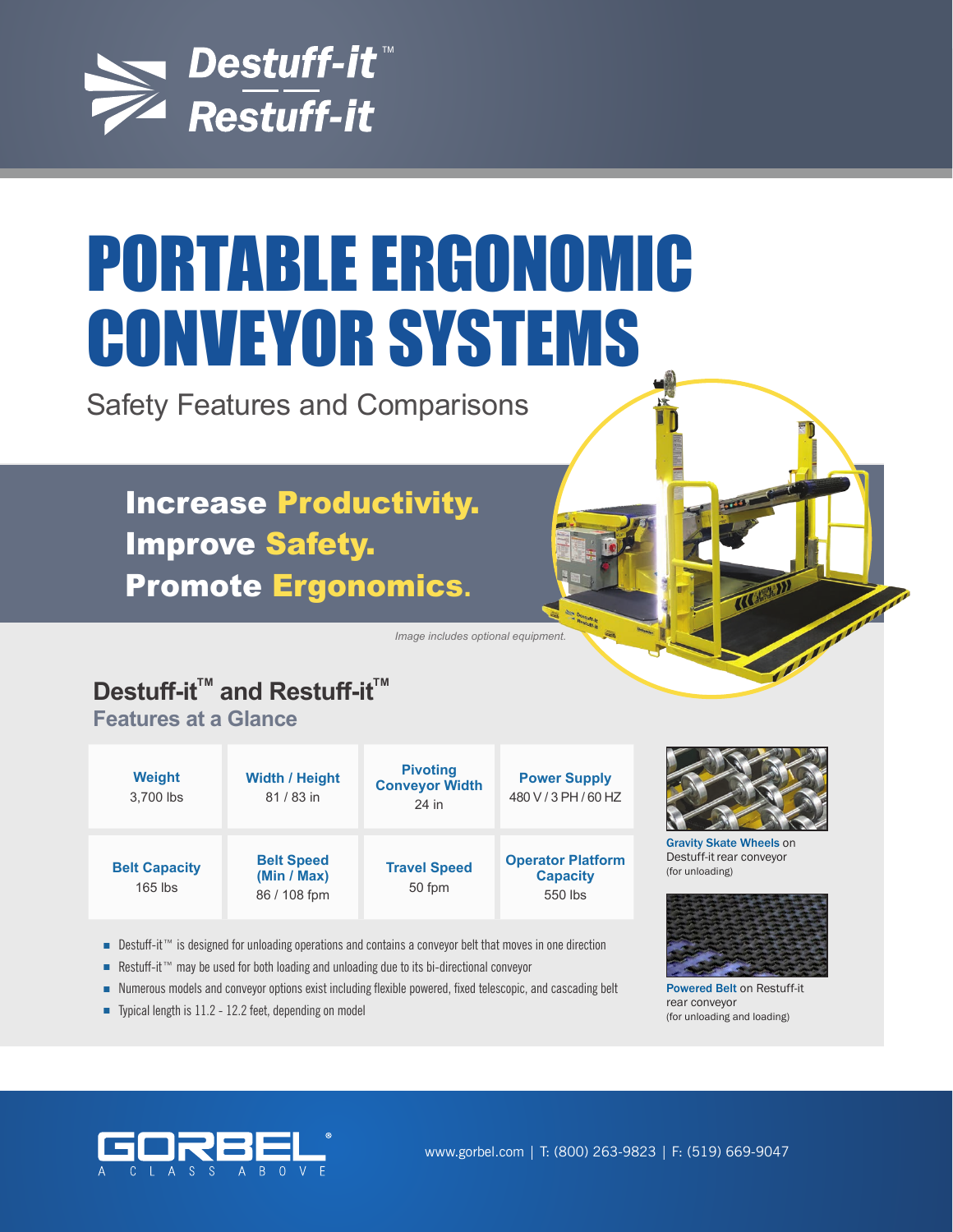Destuff-it™
Restuff-it

# PORTABLE ERGONOMIC CONVEYOR SYSTEMS

Safety Features and Comparisons

**Increase Productivity.**
**Improve Safety.**
**Promote Ergonomics.**

*Image includes optional equipment.*

## Destuff-it™ and Restuff-it™

### Features at a Glance

| Weight | Width / Height | Pivoting Conveyor Width | Power Supply |
|---|---|---|---|
| 3,700 lbs | 81 / 83 in | 24 in | 480 V / 3 PH / 60 HZ |
| **Belt Capacity** | **Belt Speed (Min / Max)** | **Travel Speed** | **Operator Platform Capacity** |
| 165 lbs | 86 / 108 fpm | 50 fpm | 550 lbs |

- Destuff-it™ is designed for unloading operations and contains a conveyor belt that moves in one direction
- Restuff-it™ may be used for both loading and unloading due to its bi-directional conveyor
- Numerous models and conveyor options exist including flexible powered, fixed telescopic, and cascading belt
- Typical length is 11.2 - 12.2 feet, depending on model

**Gravity Skate Wheels** on Destuff-it rear conveyor (for unloading)

**Powered Belt** on Restuff-it rear conveyor (for unloading and loading)

GORBEL® A CLASS ABOVE

www.gorbel.com | T: (800) 263-9823 | F: (519) 669-9047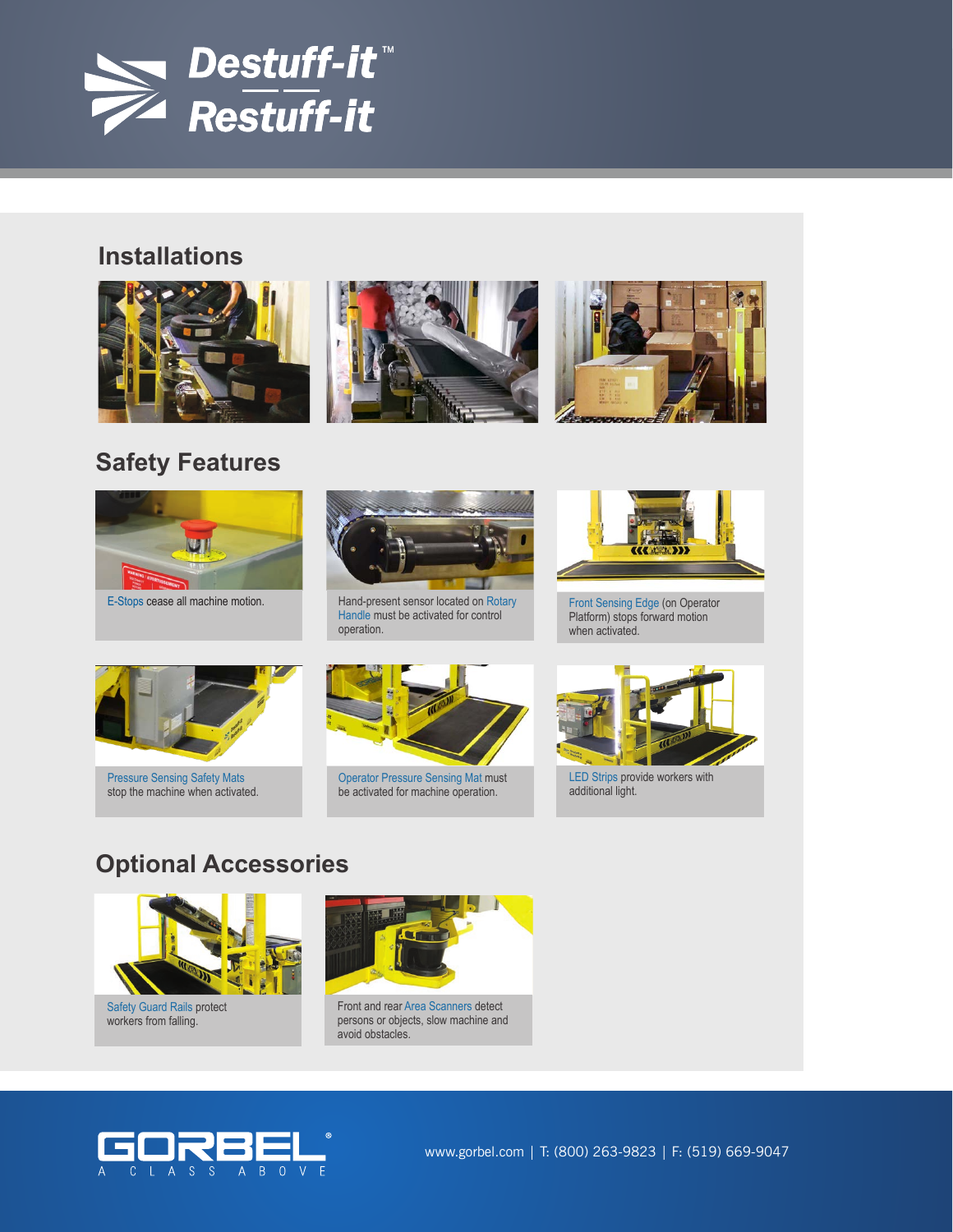# Destuff-it™ Restuff-it

## Installations

## Safety Features

E-Stops cease all machine motion.

Hand-present sensor located on Rotary Handle must be activated for control operation.

Front Sensing Edge (on Operator Platform) stops forward motion when activated.

Pressure Sensing Safety Mats stop the machine when activated.

Operator Pressure Sensing Mat must be activated for machine operation.

LED Strips provide workers with additional light.

## Optional Accessories

Safety Guard Rails protect workers from falling.

Front and rear Area Scanners detect persons or objects, slow machine and avoid obstacles.

GORBEL® A CLASS ABOVE

www.gorbel.com | T: (800) 263-9823 | F: (519) 669-9047